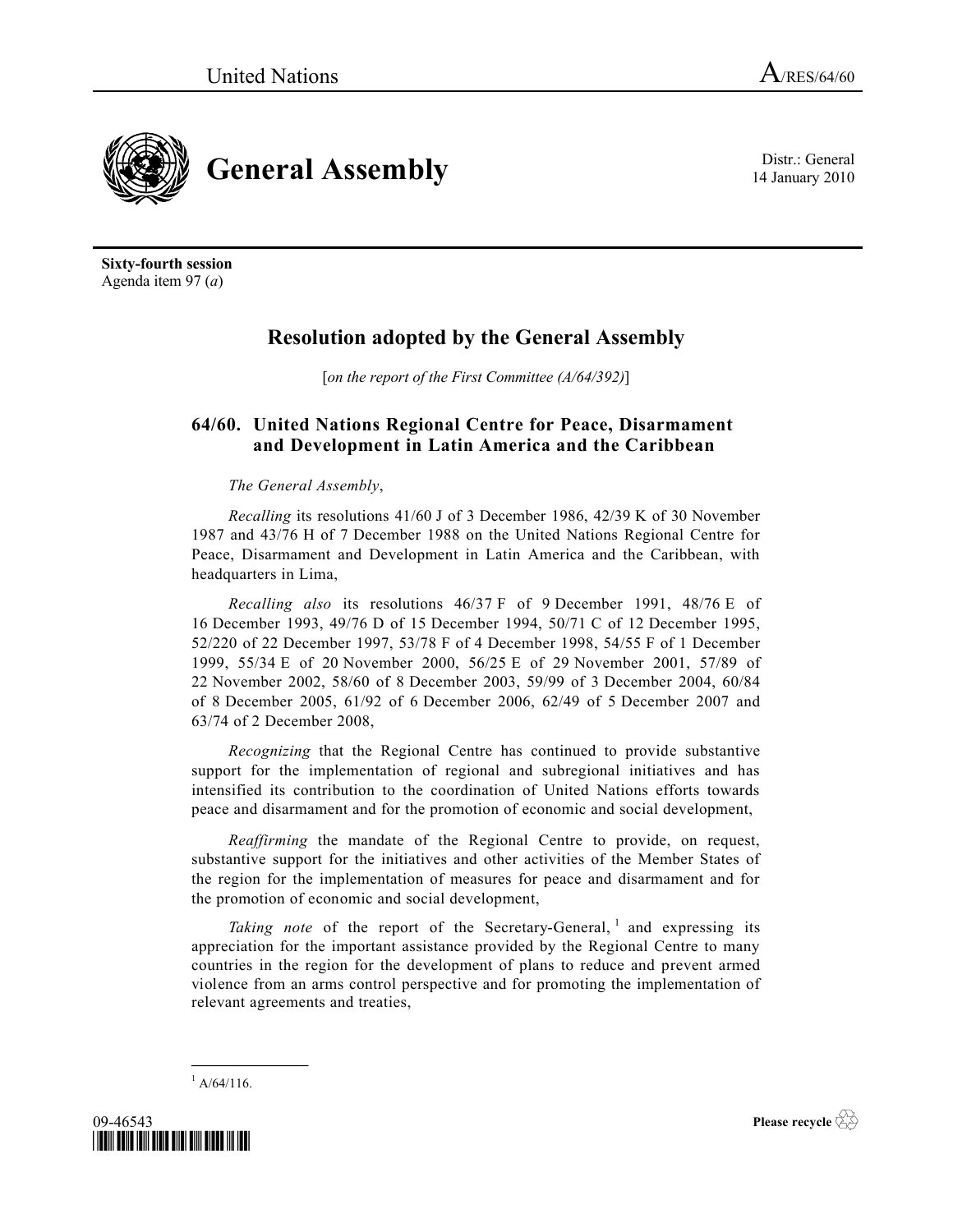United Nations A/RES/64/60

# General Assembly

Distr.: General
14 January 2010

**Sixty-fourth session**
Agenda item 97 (*a*)

## Resolution adopted by the General Assembly

[*on the report of the First Committee (A/64/392)*]

### 64/60. United Nations Regional Centre for Peace, Disarmament and Development in Latin America and the Caribbean

*The General Assembly*,

*Recalling* its resolutions 41/60 J of 3 December 1986, 42/39 K of 30 November 1987 and 43/76 H of 7 December 1988 on the United Nations Regional Centre for Peace, Disarmament and Development in Latin America and the Caribbean, with headquarters in Lima,

*Recalling also* its resolutions 46/37 F of 9 December 1991, 48/76 E of 16 December 1993, 49/76 D of 15 December 1994, 50/71 C of 12 December 1995, 52/220 of 22 December 1997, 53/78 F of 4 December 1998, 54/55 F of 1 December 1999, 55/34 E of 20 November 2000, 56/25 E of 29 November 2001, 57/89 of 22 November 2002, 58/60 of 8 December 2003, 59/99 of 3 December 2004, 60/84 of 8 December 2005, 61/92 of 6 December 2006, 62/49 of 5 December 2007 and 63/74 of 2 December 2008,

*Recognizing* that the Regional Centre has continued to provide substantive support for the implementation of regional and subregional initiatives and has intensified its contribution to the coordination of United Nations efforts towards peace and disarmament and for the promotion of economic and social development,

*Reaffirming* the mandate of the Regional Centre to provide, on request, substantive support for the initiatives and other activities of the Member States of the region for the implementation of measures for peace and disarmament and for the promotion of economic and social development,

*Taking note* of the report of the Secretary-General,[1] and expressing its appreciation for the important assistance provided by the Regional Centre to many countries in the region for the development of plans to reduce and prevent armed violence from an arms control perspective and for promoting the implementation of relevant agreements and treaties,

[1] A/64/116.

09-46543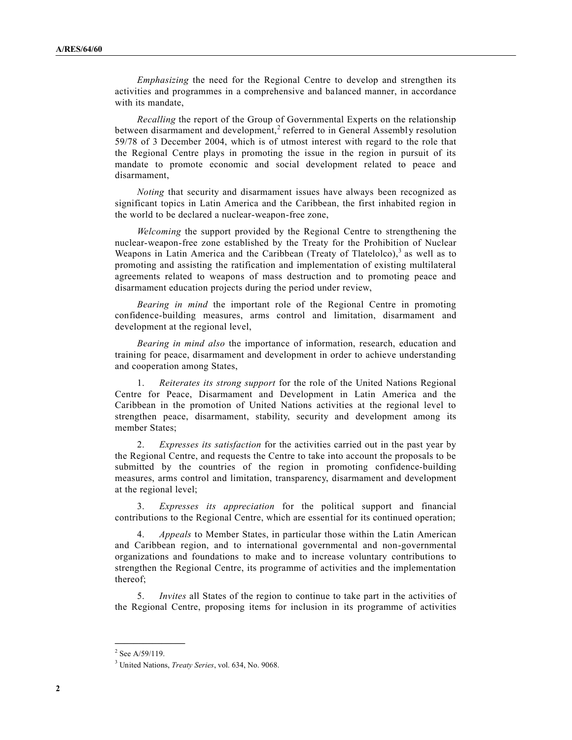*Emphasizing* the need for the Regional Centre to develop and strengthen its activities and programmes in a comprehensive and balanced manner, in accordance with its mandate,

*Recalling* the report of the Group of Governmental Experts on the relationship between disarmament and development,[2] referred to in General Assembly resolution 59/78 of 3 December 2004, which is of utmost interest with regard to the role that the Regional Centre plays in promoting the issue in the region in pursuit of its mandate to promote economic and social development related to peace and disarmament,

*Noting* that security and disarmament issues have always been recognized as significant topics in Latin America and the Caribbean, the first inhabited region in the world to be declared a nuclear-weapon-free zone,

*Welcoming* the support provided by the Regional Centre to strengthening the nuclear-weapon-free zone established by the Treaty for the Prohibition of Nuclear Weapons in Latin America and the Caribbean (Treaty of Tlatelolco),[3] as well as to promoting and assisting the ratification and implementation of existing multilateral agreements related to weapons of mass destruction and to promoting peace and disarmament education projects during the period under review,

*Bearing in mind* the important role of the Regional Centre in promoting confidence-building measures, arms control and limitation, disarmament and development at the regional level,

*Bearing in mind also* the importance of information, research, education and training for peace, disarmament and development in order to achieve understanding and cooperation among States,

1. *Reiterates its strong support* for the role of the United Nations Regional Centre for Peace, Disarmament and Development in Latin America and the Caribbean in the promotion of United Nations activities at the regional level to strengthen peace, disarmament, stability, security and development among its member States;

2. *Expresses its satisfaction* for the activities carried out in the past year by the Regional Centre, and requests the Centre to take into account the proposals to be submitted by the countries of the region in promoting confidence-building measures, arms control and limitation, transparency, disarmament and development at the regional level;

3. *Expresses its appreciation* for the political support and financial contributions to the Regional Centre, which are essential for its continued operation;

4. *Appeals* to Member States, in particular those within the Latin American and Caribbean region, and to international governmental and non-governmental organizations and foundations to make and to increase voluntary contributions to strengthen the Regional Centre, its programme of activities and the implementation thereof;

5. *Invites* all States of the region to continue to take part in the activities of the Regional Centre, proposing items for inclusion in its programme of activities

---

[2] See A/59/119.

[3] United Nations, *Treaty Series*, vol. 634, No. 9068.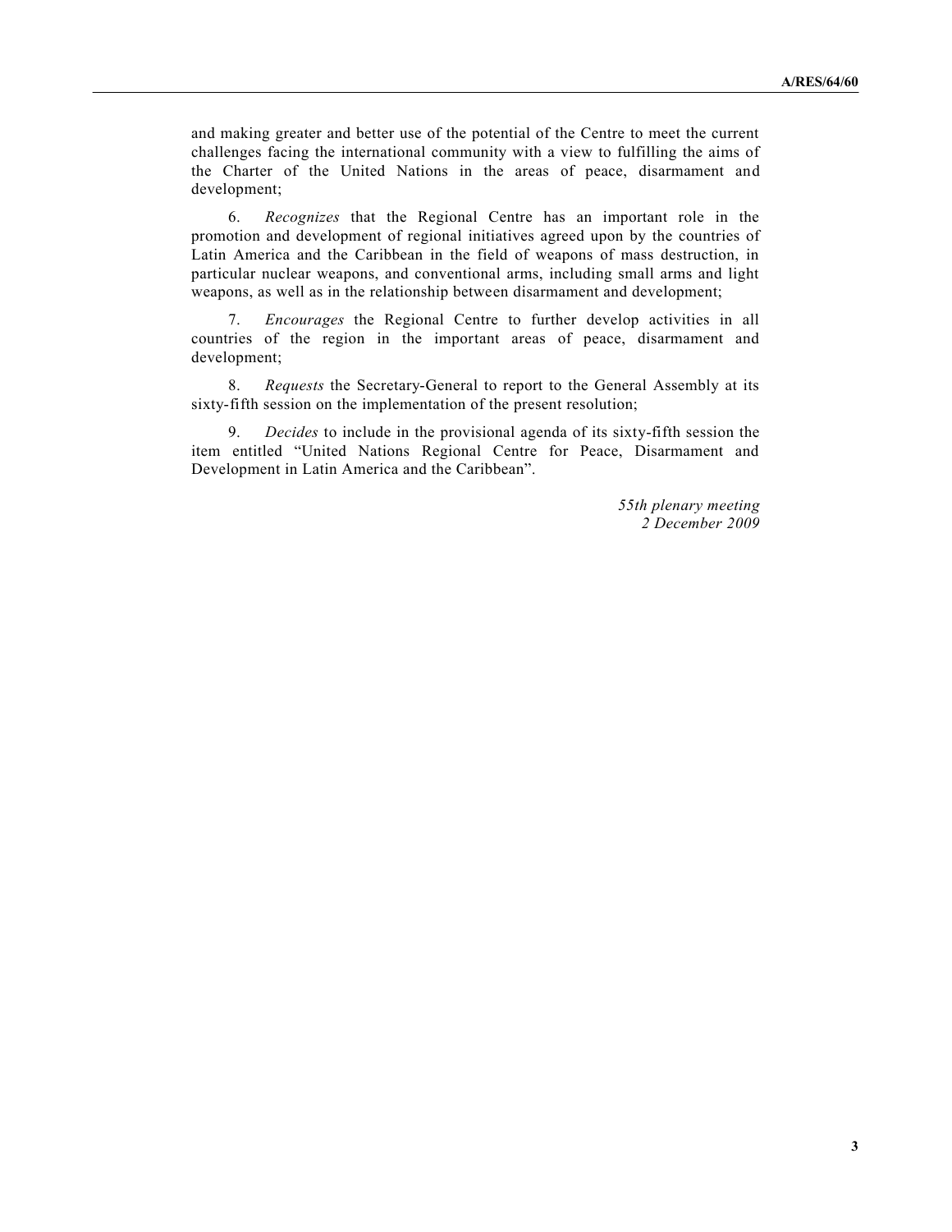and making greater and better use of the potential of the Centre to meet the current challenges facing the international community with a view to fulfilling the aims of the Charter of the United Nations in the areas of peace, disarmament and development;

6. *Recognizes* that the Regional Centre has an important role in the promotion and development of regional initiatives agreed upon by the countries of Latin America and the Caribbean in the field of weapons of mass destruction, in particular nuclear weapons, and conventional arms, including small arms and light weapons, as well as in the relationship between disarmament and development;

7. *Encourages* the Regional Centre to further develop activities in all countries of the region in the important areas of peace, disarmament and development;

8. *Requests* the Secretary-General to report to the General Assembly at its sixty-fifth session on the implementation of the present resolution;

9. *Decides* to include in the provisional agenda of its sixty-fifth session the item entitled "United Nations Regional Centre for Peace, Disarmament and Development in Latin America and the Caribbean".

*55th plenary meeting*
*2 December 2009*